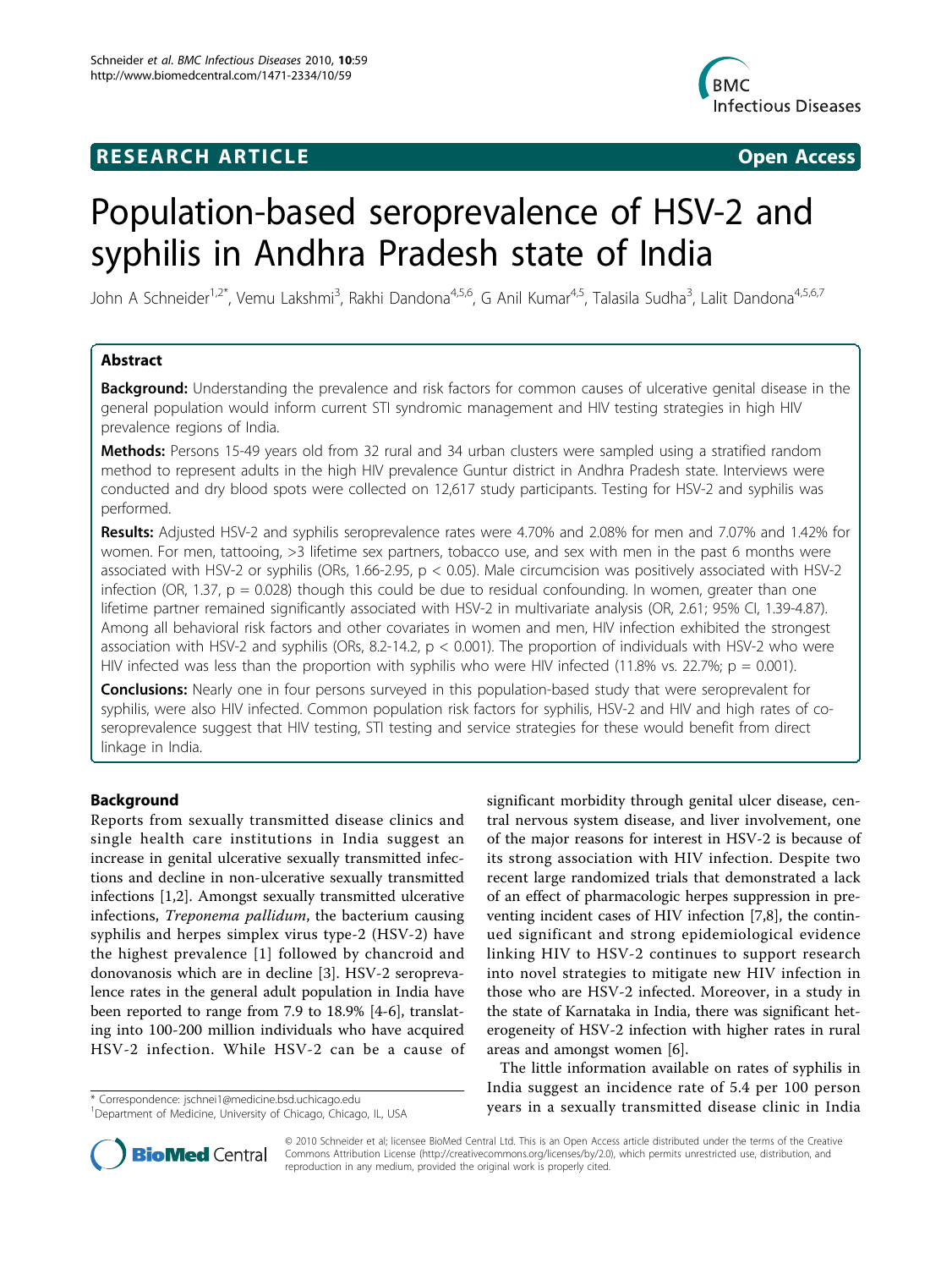RESEARCH ARTICLE Open Access

# Population-based seroprevalence of HSV-2 and syphilis in Andhra Pradesh state of India

John A Schneider[1,2*], Vemu Lakshmi[3], Rakhi Dandona[4,5,6], G Anil Kumar[4,5], Talasila Sudha[3], Lalit Dandona[4,5,6,7]

## Abstract

**Background:** Understanding the prevalence and risk factors for common causes of ulcerative genital disease in the general population would inform current STI syndromic management and HIV testing strategies in high HIV prevalence regions of India.

**Methods:** Persons 15-49 years old from 32 rural and 34 urban clusters were sampled using a stratified random method to represent adults in the high HIV prevalence Guntur district in Andhra Pradesh state. Interviews were conducted and dry blood spots were collected on 12,617 study participants. Testing for HSV-2 and syphilis was performed.

**Results:** Adjusted HSV-2 and syphilis seroprevalence rates were 4.70% and 2.08% for men and 7.07% and 1.42% for women. For men, tattooing, >3 lifetime sex partners, tobacco use, and sex with men in the past 6 months were associated with HSV-2 or syphilis (ORs, 1.66-2.95, $p < 0.05$). Male circumcision was positively associated with HSV-2 infection (OR, 1.37, $p = 0.028$) though this could be due to residual confounding. In women, greater than one lifetime partner remained significantly associated with HSV-2 in multivariate analysis (OR, 2.61; 95% CI, 1.39-4.87). Among all behavioral risk factors and other covariates in women and men, HIV infection exhibited the strongest association with HSV-2 and syphilis (ORs, 8.2-14.2, $p < 0.001$). The proportion of individuals with HSV-2 who were HIV infected was less than the proportion with syphilis who were HIV infected (11.8% vs. 22.7%; $p = 0.001$).

**Conclusions:** Nearly one in four persons surveyed in this population-based study that were seroprevalent for syphilis, were also HIV infected. Common population risk factors for syphilis, HSV-2 and HIV and high rates of co-seroprevalence suggest that HIV testing, STI testing and service strategies for these would benefit from direct linkage in India.

## Background

Reports from sexually transmitted disease clinics and single health care institutions in India suggest an increase in genital ulcerative sexually transmitted infections and decline in non-ulcerative sexually transmitted infections [1,2]. Amongst sexually transmitted ulcerative infections, *Treponema pallidum*, the bacterium causing syphilis and herpes simplex virus type-2 (HSV-2) have the highest prevalence [1] followed by chancroid and donovanosis which are in decline [3]. HSV-2 seroprevalence rates in the general adult population in India have been reported to range from 7.9 to 18.9% [4-6], translating into 100-200 million individuals who have acquired HSV-2 infection. While HSV-2 can be a cause of significant morbidity through genital ulcer disease, central nervous system disease, and liver involvement, one of the major reasons for interest in HSV-2 is because of its strong association with HIV infection. Despite two recent large randomized trials that demonstrated a lack of an effect of pharmacologic herpes suppression in preventing incident cases of HIV infection [7,8], the continued significant and strong epidemiological evidence linking HIV to HSV-2 continues to support research into novel strategies to mitigate new HIV infection in those who are HSV-2 infected. Moreover, in a study in the state of Karnataka in India, there was significant heterogeneity of HSV-2 infection with higher rates in rural areas and amongst women [6].

The little information available on rates of syphilis in India suggest an incidence rate of 5.4 per 100 person years in a sexually transmitted disease clinic in India

\* Correspondence: jschnei1@medicine.bsd.uchicago.edu
[1]Department of Medicine, University of Chicago, Chicago, IL, USA

© 2010 Schneider et al; licensee BioMed Central Ltd. This is an Open Access article distributed under the terms of the Creative Commons Attribution License (http://creativecommons.org/licenses/by/2.0), which permits unrestricted use, distribution, and reproduction in any medium, provided the original work is properly cited.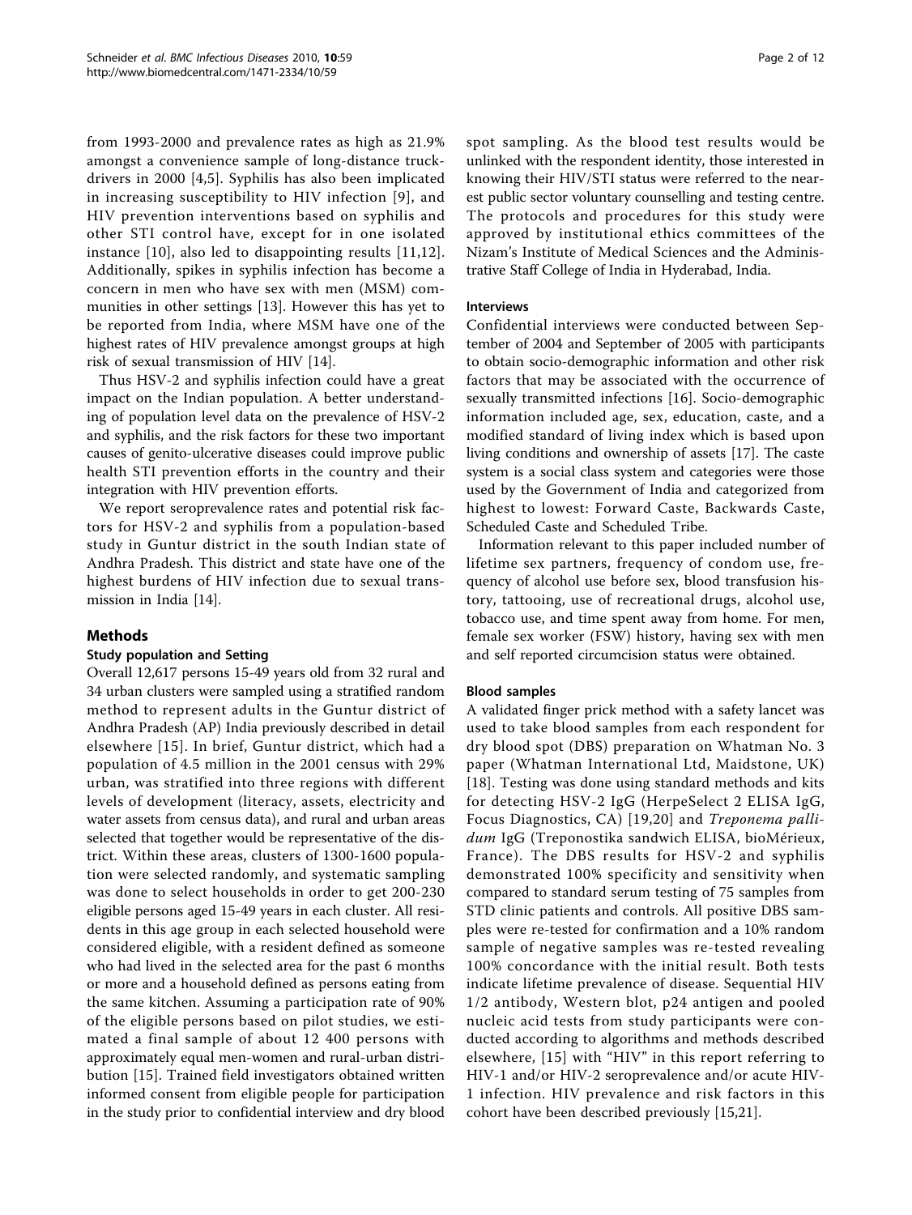from 1993-2000 and prevalence rates as high as 21.9% amongst a convenience sample of long-distance truck-drivers in 2000 [4,5]. Syphilis has also been implicated in increasing susceptibility to HIV infection [9], and HIV prevention interventions based on syphilis and other STI control have, except for in one isolated instance [10], also led to disappointing results [11,12]. Additionally, spikes in syphilis infection has become a concern in men who have sex with men (MSM) communities in other settings [13]. However this has yet to be reported from India, where MSM have one of the highest rates of HIV prevalence amongst groups at high risk of sexual transmission of HIV [14].

Thus HSV-2 and syphilis infection could have a great impact on the Indian population. A better understanding of population level data on the prevalence of HSV-2 and syphilis, and the risk factors for these two important causes of genito-ulcerative diseases could improve public health STI prevention efforts in the country and their integration with HIV prevention efforts.

We report seroprevalence rates and potential risk factors for HSV-2 and syphilis from a population-based study in Guntur district in the south Indian state of Andhra Pradesh. This district and state have one of the highest burdens of HIV infection due to sexual transmission in India [14].

## Methods

### Study population and Setting

Overall 12,617 persons 15-49 years old from 32 rural and 34 urban clusters were sampled using a stratified random method to represent adults in the Guntur district of Andhra Pradesh (AP) India previously described in detail elsewhere [15]. In brief, Guntur district, which had a population of 4.5 million in the 2001 census with 29% urban, was stratified into three regions with different levels of development (literacy, assets, electricity and water assets from census data), and rural and urban areas selected that together would be representative of the district. Within these areas, clusters of 1300-1600 population were selected randomly, and systematic sampling was done to select households in order to get 200-230 eligible persons aged 15-49 years in each cluster. All residents in this age group in each selected household were considered eligible, with a resident defined as someone who had lived in the selected area for the past 6 months or more and a household defined as persons eating from the same kitchen. Assuming a participation rate of 90% of the eligible persons based on pilot studies, we estimated a final sample of about 12 400 persons with approximately equal men-women and rural-urban distribution [15]. Trained field investigators obtained written informed consent from eligible people for participation in the study prior to confidential interview and dry blood spot sampling. As the blood test results would be unlinked with the respondent identity, those interested in knowing their HIV/STI status were referred to the nearest public sector voluntary counselling and testing centre. The protocols and procedures for this study were approved by institutional ethics committees of the Nizam's Institute of Medical Sciences and the Administrative Staff College of India in Hyderabad, India.

### Interviews

Confidential interviews were conducted between September of 2004 and September of 2005 with participants to obtain socio-demographic information and other risk factors that may be associated with the occurrence of sexually transmitted infections [16]. Socio-demographic information included age, sex, education, caste, and a modified standard of living index which is based upon living conditions and ownership of assets [17]. The caste system is a social class system and categories were those used by the Government of India and categorized from highest to lowest: Forward Caste, Backwards Caste, Scheduled Caste and Scheduled Tribe.

Information relevant to this paper included number of lifetime sex partners, frequency of condom use, frequency of alcohol use before sex, blood transfusion history, tattooing, use of recreational drugs, alcohol use, tobacco use, and time spent away from home. For men, female sex worker (FSW) history, having sex with men and self reported circumcision status were obtained.

### Blood samples

A validated finger prick method with a safety lancet was used to take blood samples from each respondent for dry blood spot (DBS) preparation on Whatman No. 3 paper (Whatman International Ltd, Maidstone, UK) [18]. Testing was done using standard methods and kits for detecting HSV-2 IgG (HerpeSelect 2 ELISA IgG, Focus Diagnostics, CA) [19,20] and *Treponema pallidum* IgG (Treponostika sandwich ELISA, bioMérieux, France). The DBS results for HSV-2 and syphilis demonstrated 100% specificity and sensitivity when compared to standard serum testing of 75 samples from STD clinic patients and controls. All positive DBS samples were re-tested for confirmation and a 10% random sample of negative samples was re-tested revealing 100% concordance with the initial result. Both tests indicate lifetime prevalence of disease. Sequential HIV 1/2 antibody, Western blot, p24 antigen and pooled nucleic acid tests from study participants were conducted according to algorithms and methods described elsewhere, [15] with "HIV" in this report referring to HIV-1 and/or HIV-2 seroprevalence and/or acute HIV-1 infection. HIV prevalence and risk factors in this cohort have been described previously [15,21].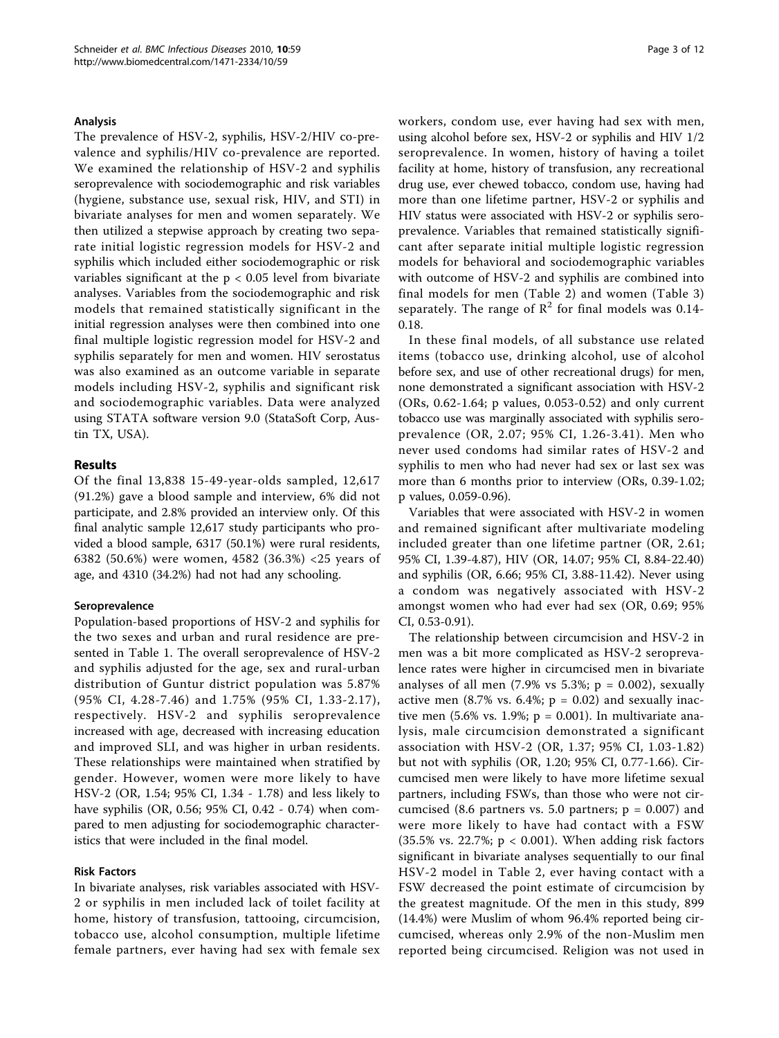### Analysis

The prevalence of HSV-2, syphilis, HSV-2/HIV co-prevalence and syphilis/HIV co-prevalence are reported. We examined the relationship of HSV-2 and syphilis seroprevalence with sociodemographic and risk variables (hygiene, substance use, sexual risk, HIV, and STI) in bivariate analyses for men and women separately. We then utilized a stepwise approach by creating two separate initial logistic regression models for HSV-2 and syphilis which included either sociodemographic or risk variables significant at the $p < 0.05$ level from bivariate analyses. Variables from the sociodemographic and risk models that remained statistically significant in the initial regression analyses were then combined into one final multiple logistic regression model for HSV-2 and syphilis separately for men and women. HIV serostatus was also examined as an outcome variable in separate models including HSV-2, syphilis and significant risk and sociodemographic variables. Data were analyzed using STATA software version 9.0 (StataSoft Corp, Austin TX, USA).

## Results

Of the final 13,838 15-49-year-olds sampled, 12,617 (91.2%) gave a blood sample and interview, 6% did not participate, and 2.8% provided an interview only. Of this final analytic sample 12,617 study participants who provided a blood sample, 6317 (50.1%) were rural residents, 6382 (50.6%) were women, 4582 (36.3%) <25 years of age, and 4310 (34.2%) had not had any schooling.

### Seroprevalence

Population-based proportions of HSV-2 and syphilis for the two sexes and urban and rural residence are presented in Table 1. The overall seroprevalence of HSV-2 and syphilis adjusted for the age, sex and rural-urban distribution of Guntur district population was 5.87% (95% CI, 4.28-7.46) and 1.75% (95% CI, 1.33-2.17), respectively. HSV-2 and syphilis seroprevalence increased with age, decreased with increasing education and improved SLI, and was higher in urban residents. These relationships were maintained when stratified by gender. However, women were more likely to have HSV-2 (OR, 1.54; 95% CI, 1.34 - 1.78) and less likely to have syphilis (OR, 0.56; 95% CI, 0.42 - 0.74) when compared to men adjusting for sociodemographic characteristics that were included in the final model.

### Risk Factors

In bivariate analyses, risk variables associated with HSV-2 or syphilis in men included lack of toilet facility at home, history of transfusion, tattooing, circumcision, tobacco use, alcohol consumption, multiple lifetime female partners, ever having had sex with female sex workers, condom use, ever having had sex with men, using alcohol before sex, HSV-2 or syphilis and HIV 1/2 seroprevalence. In women, history of having a toilet facility at home, history of transfusion, any recreational drug use, ever chewed tobacco, condom use, having had more than one lifetime partner, HSV-2 or syphilis and HIV status were associated with HSV-2 or syphilis seroprevalence. Variables that remained statistically significant after separate initial multiple logistic regression models for behavioral and sociodemographic variables with outcome of HSV-2 and syphilis are combined into final models for men (Table 2) and women (Table 3) separately. The range of $R^2$ for final models was 0.14-0.18.

In these final models, of all substance use related items (tobacco use, drinking alcohol, use of alcohol before sex, and use of other recreational drugs) for men, none demonstrated a significant association with HSV-2 (ORs, 0.62-1.64; p values, 0.053-0.52) and only current tobacco use was marginally associated with syphilis seroprevalence (OR, 2.07; 95% CI, 1.26-3.41). Men who never used condoms had similar rates of HSV-2 and syphilis to men who had never had sex or last sex was more than 6 months prior to interview (ORs, 0.39-1.02; p values, 0.059-0.96).

Variables that were associated with HSV-2 in women and remained significant after multivariate modeling included greater than one lifetime partner (OR, 2.61; 95% CI, 1.39-4.87), HIV (OR, 14.07; 95% CI, 8.84-22.40) and syphilis (OR, 6.66; 95% CI, 3.88-11.42). Never using a condom was negatively associated with HSV-2 amongst women who had ever had sex (OR, 0.69; 95% CI, 0.53-0.91).

The relationship between circumcision and HSV-2 in men was a bit more complicated as HSV-2 seroprevalence rates were higher in circumcised men in bivariate analyses of all men (7.9% vs 5.3%; $p = 0.002$), sexually active men (8.7% vs. 6.4%; $p = 0.02$) and sexually inactive men (5.6% vs. 1.9%; $p = 0.001$). In multivariate analysis, male circumcision demonstrated a significant association with HSV-2 (OR, 1.37; 95% CI, 1.03-1.82) but not with syphilis (OR, 1.20; 95% CI, 0.77-1.66). Circumcised men were likely to have more lifetime sexual partners, including FSWs, than those who were not circumcised (8.6 partners vs. 5.0 partners; $p = 0.007$) and were more likely to have had contact with a FSW (35.5% vs. 22.7%; $p < 0.001$). When adding risk factors significant in bivariate analyses sequentially to our final HSV-2 model in Table 2, ever having contact with a FSW decreased the point estimate of circumcision by the greatest magnitude. Of the men in this study, 899 (14.4%) were Muslim of whom 96.4% reported being circumcised, whereas only 2.9% of the non-Muslim men reported being circumcised. Religion was not used in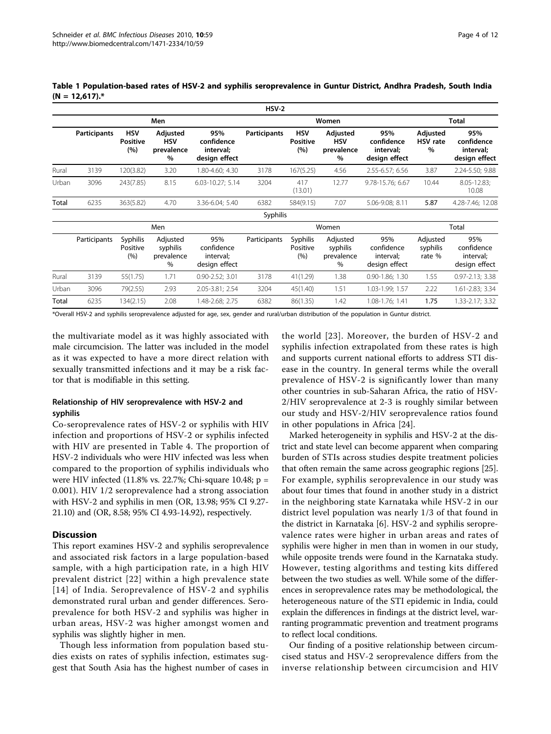**Table 1 Population-based rates of HSV-2 and syphilis seroprevalence in Guntur District, Andhra Pradesh, South India (N = 12,617).***

| | **HSV-2** | | | | | | | | | |
|---|---|---|---|---|---|---|---|---|---|---|
| | **Men** | | | | **Women** | | | | **Total** | |
| | **Participants** | **HSV Positive (%)** | **Adjusted HSV prevalence %** | **95% confidence interval; design effect** | **Participants** | **HSV Positive (%)** | **Adjusted HSV prevalence %** | **95% confidence interval; design effect** | **Adjusted HSV rate %** | **95% confidence interval; design effect** |
| Rural | 3139 | 120(3.82) | 3.20 | 1.80-4.60; 4.30 | 3178 | 167(5.25) | 4.56 | 2.55-6.57; 6.56 | 3.87 | 2.24-5.50; 9.88 |
| Urban | 3096 | 243(7.85) | 8.15 | 6.03-10.27; 5.14 | 3204 | 417 (13.01) | 12.77 | 9.78-15.76; 6.67 | 10.44 | 8.05-12.83; 10.08 |
| **Total** | 6235 | 363(5.82) | 4.70 | 3.36-6.04; 5.40 | 6382 | 584(9.15) | 7.07 | 5.06-9.08; 8.11 | **5.87** | 4.28-7.46; 12.08 |
| | Syphilis | | | | | | | | | |
| | Men | | | | Women | | | | Total | |
| | Participants | Syphilis Positive (%) | Adjusted syphilis prevalence % | 95% confidence interval; design effect | Participants | Syphilis Positive (%) | Adjusted syphilis prevalence % | 95% confidence interval; design effect | Adjusted syphilis rate % | 95% confidence interval; design effect |
| Rural | 3139 | 55(1.75) | 1.71 | 0.90-2.52; 3.01 | 3178 | 41(1.29) | 1.38 | 0.90-1.86; 1.30 | 1.55 | 0.97-2.13; 3.38 |
| Urban | 3096 | 79(2.55) | 2.93 | 2.05-3.81; 2.54 | 3204 | 45(1.40) | 1.51 | 1.03-1.99; 1.57 | 2.22 | 1.61-2.83; 3.34 |
| Total | 6235 | 134(2.15) | 2.08 | 1.48-2.68; 2.75 | 6382 | 86(1.35) | 1.42 | 1.08-1.76; 1.41 | **1.75** | 1.33-2.17; 3.32 |

*Overall HSV-2 and syphilis seroprevalence adjusted for age, sex, gender and rural/urban distribution of the population in Guntur district.

the multivariate model as it was highly associated with male circumcision. The latter was included in the model as it was expected to have a more direct relation with sexually transmitted infections and it may be a risk factor that is modifiable in this setting.

### Relationship of HIV seroprevalence with HSV-2 and syphilis

Co-seroprevalence rates of HSV-2 or syphilis with HIV infection and proportions of HSV-2 or syphilis infected with HIV are presented in Table 4. The proportion of HSV-2 individuals who were HIV infected was less when compared to the proportion of syphilis individuals who were HIV infected (11.8% vs. 22.7%; Chi-square 10.48; p = 0.001). HIV 1/2 seroprevalence had a strong association with HSV-2 and syphilis in men (OR, 13.98; 95% CI 9.27-21.10) and (OR, 8.58; 95% CI 4.93-14.92), respectively.

## Discussion

This report examines HSV-2 and syphilis seroprevalence and associated risk factors in a large population-based sample, with a high participation rate, in a high HIV prevalent district [22] within a high prevalence state [14] of India. Seroprevalence of HSV-2 and syphilis demonstrated rural urban and gender differences. Seroprevalence for both HSV-2 and syphilis was higher in urban areas, HSV-2 was higher amongst women and syphilis was slightly higher in men.

Though less information from population based studies exists on rates of syphilis infection, estimates suggest that South Asia has the highest number of cases in the world [23]. Moreover, the burden of HSV-2 and syphilis infection extrapolated from these rates is high and supports current national efforts to address STI disease in the country. In general terms while the overall prevalence of HSV-2 is significantly lower than many other countries in sub-Saharan Africa, the ratio of HSV-2/HIV seroprevalence at 2-3 is roughly similar between our study and HSV-2/HIV seroprevalence ratios found in other populations in Africa [24].

Marked heterogeneity in syphilis and HSV-2 at the district and state level can become apparent when comparing burden of STIs across studies despite treatment policies that often remain the same across geographic regions [25]. For example, syphilis seroprevalence in our study was about four times that found in another study in a district in the neighboring state Karnataka while HSV-2 in our district level population was nearly 1/3 of that found in the district in Karnataka [6]. HSV-2 and syphilis seroprevalence rates were higher in urban areas and rates of syphilis were higher in men than in women in our study, while opposite trends were found in the Karnataka study. However, testing algorithms and testing kits differed between the two studies as well. While some of the differences in seroprevalence rates may be methodological, the heterogeneous nature of the STI epidemic in India, could explain the differences in findings at the district level, warranting programmatic prevention and treatment programs to reflect local conditions.

Our finding of a positive relationship between circumcised status and HSV-2 seroprevalence differs from the inverse relationship between circumcision and HIV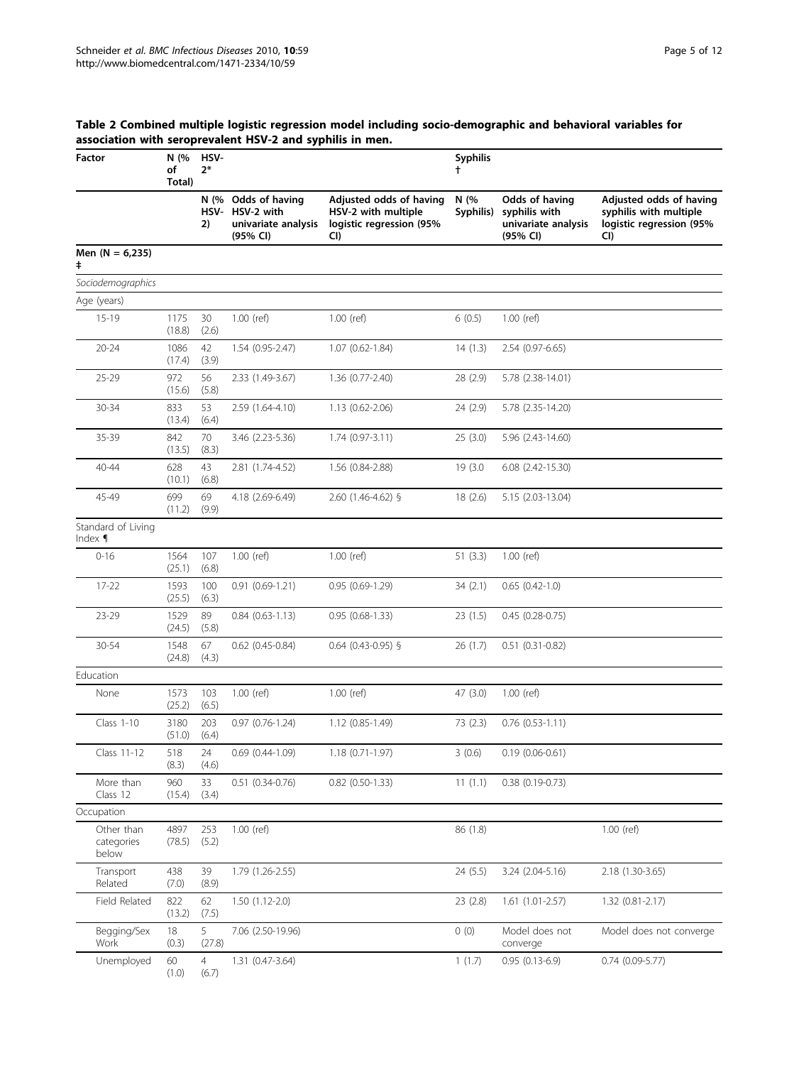**Table 2 Combined multiple logistic regression model including socio-demographic and behavioral variables for association with seroprevalent HSV-2 and syphilis in men.**

| Factor | N (% of Total) | HSV-2* | | | Syphilis † | | |
|---|---|---|---|---|---|---|---|
| | | N (% HSV-2) | Odds of having HSV-2 with univariate analysis (95% CI) | Adjusted odds of having HSV-2 with multiple logistic regression (95% CI) | N (% Syphilis) | Odds of having syphilis with univariate analysis (95% CI) | Adjusted odds of having syphilis with multiple logistic regression (95% CI) |
| **Men (N = 6,235) ‡** | | | | | | | |
| *Sociodemographics* | | | | | | | |
| Age (years) | | | | | | | |
| 15-19 | 1175 (18.8) | 30 (2.6) | 1.00 (ref) | 1.00 (ref) | 6 (0.5) | 1.00 (ref) | |
| 20-24 | 1086 (17.4) | 42 (3.9) | 1.54 (0.95-2.47) | 1.07 (0.62-1.84) | 14 (1.3) | 2.54 (0.97-6.65) | |
| 25-29 | 972 (15.6) | 56 (5.8) | 2.33 (1.49-3.67) | 1.36 (0.77-2.40) | 28 (2.9) | 5.78 (2.38-14.01) | |
| 30-34 | 833 (13.4) | 53 (6.4) | 2.59 (1.64-4.10) | 1.13 (0.62-2.06) | 24 (2.9) | 5.78 (2.35-14.20) | |
| 35-39 | 842 (13.5) | 70 (8.3) | 3.46 (2.23-5.36) | 1.74 (0.97-3.11) | 25 (3.0) | 5.96 (2.43-14.60) | |
| 40-44 | 628 (10.1) | 43 (6.8) | 2.81 (1.74-4.52) | 1.56 (0.84-2.88) | 19 (3.0 | 6.08 (2.42-15.30) | |
| 45-49 | 699 (11.2) | 69 (9.9) | 4.18 (2.69-6.49) | 2.60 (1.46-4.62) § | 18 (2.6) | 5.15 (2.03-13.04) | |
| Standard of Living Index ¶ | | | | | | | |
| 0-16 | 1564 (25.1) | 107 (6.8) | 1.00 (ref) | 1.00 (ref) | 51 (3.3) | 1.00 (ref) | |
| 17-22 | 1593 (25.5) | 100 (6.3) | 0.91 (0.69-1.21) | 0.95 (0.69-1.29) | 34 (2.1) | 0.65 (0.42-1.0) | |
| 23-29 | 1529 (24.5) | 89 (5.8) | 0.84 (0.63-1.13) | 0.95 (0.68-1.33) | 23 (1.5) | 0.45 (0.28-0.75) | |
| 30-54 | 1548 (24.8) | 67 (4.3) | 0.62 (0.45-0.84) | 0.64 (0.43-0.95) § | 26 (1.7) | 0.51 (0.31-0.82) | |
| Education | | | | | | | |
| None | 1573 (25.2) | 103 (6.5) | 1.00 (ref) | 1.00 (ref) | 47 (3.0) | 1.00 (ref) | |
| Class 1-10 | 3180 (51.0) | 203 (6.4) | 0.97 (0.76-1.24) | 1.12 (0.85-1.49) | 73 (2.3) | 0.76 (0.53-1.11) | |
| Class 11-12 | 518 (8.3) | 24 (4.6) | 0.69 (0.44-1.09) | 1.18 (0.71-1.97) | 3 (0.6) | 0.19 (0.06-0.61) | |
| More than Class 12 | 960 (15.4) | 33 (3.4) | 0.51 (0.34-0.76) | 0.82 (0.50-1.33) | 11 (1.1) | 0.38 (0.19-0.73) | |
| Occupation | | | | | | | |
| Other than categories below | 4897 (78.5) | 253 (5.2) | 1.00 (ref) | | 86 (1.8) | | 1.00 (ref) |
| Transport Related | 438 (7.0) | 39 (8.9) | 1.79 (1.26-2.55) | | 24 (5.5) | 3.24 (2.04-5.16) | 2.18 (1.30-3.65) |
| Field Related | 822 (13.2) | 62 (7.5) | 1.50 (1.12-2.0) | | 23 (2.8) | 1.61 (1.01-2.57) | 1.32 (0.81-2.17) |
| Begging/Sex Work | 18 (0.3) | 5 (27.8) | 7.06 (2.50-19.96) | | 0 (0) | Model does not converge | Model does not converge |
| Unemployed | 60 (1.0) | 4 (6.7) | 1.31 (0.47-3.64) | | 1 (1.7) | 0.95 (0.13-6.9) | 0.74 (0.09-5.77) |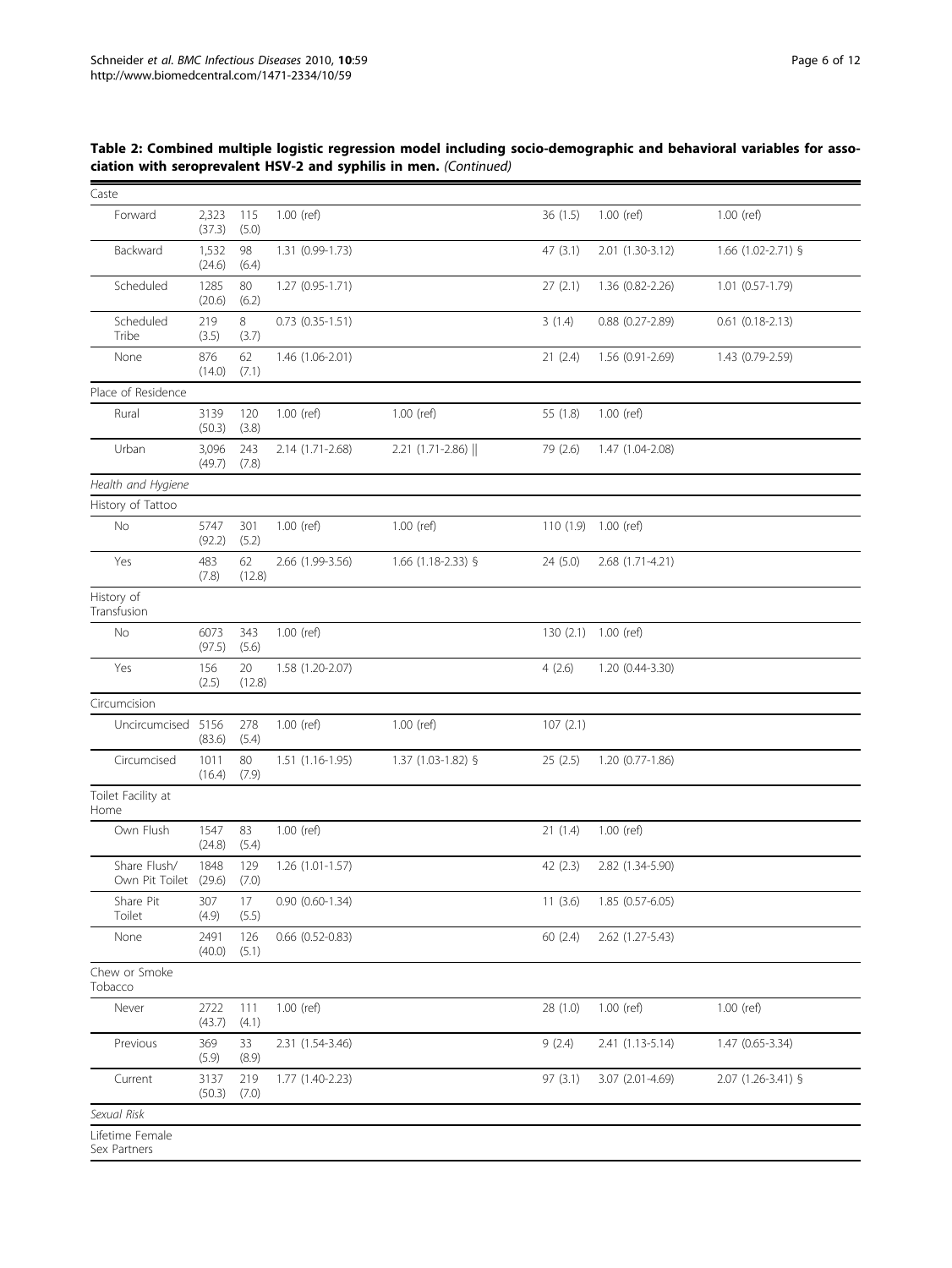**Table 2: Combined multiple logistic regression model including socio-demographic and behavioral variables for association with seroprevalent HSV-2 and syphilis in men.** *(Continued)*

| | | | | | | | |
|---|---|---|---|---|---|---|---|
| Caste | | | | | | | |
| Forward | 2,323 (37.3) | 115 (5.0) | 1.00 (ref) | | 36 (1.5) | 1.00 (ref) | 1.00 (ref) |
| Backward | 1,532 (24.6) | 98 (6.4) | 1.31 (0.99-1.73) | | 47 (3.1) | 2.01 (1.30-3.12) | 1.66 (1.02-2.71) § |
| Scheduled | 1285 (20.6) | 80 (6.2) | 1.27 (0.95-1.71) | | 27 (2.1) | 1.36 (0.82-2.26) | 1.01 (0.57-1.79) |
| Scheduled Tribe | 219 (3.5) | 8 (3.7) | 0.73 (0.35-1.51) | | 3 (1.4) | 0.88 (0.27-2.89) | 0.61 (0.18-2.13) |
| None | 876 (14.0) | 62 (7.1) | 1.46 (1.06-2.01) | | 21 (2.4) | 1.56 (0.91-2.69) | 1.43 (0.79-2.59) |
| Place of Residence | | | | | | | |
| Rural | 3139 (50.3) | 120 (3.8) | 1.00 (ref) | 1.00 (ref) | 55 (1.8) | 1.00 (ref) | |
| Urban | 3,096 (49.7) | 243 (7.8) | 2.14 (1.71-2.68) | 2.21 (1.71-2.86) ‖ | 79 (2.6) | 1.47 (1.04-2.08) | |
| *Health and Hygiene* | | | | | | | |
| History of Tattoo | | | | | | | |
| No | 5747 (92.2) | 301 (5.2) | 1.00 (ref) | 1.00 (ref) | 110 (1.9) | 1.00 (ref) | |
| Yes | 483 (7.8) | 62 (12.8) | 2.66 (1.99-3.56) | 1.66 (1.18-2.33) § | 24 (5.0) | 2.68 (1.71-4.21) | |
| History of Transfusion | | | | | | | |
| No | 6073 (97.5) | 343 (5.6) | 1.00 (ref) | | 130 (2.1) | 1.00 (ref) | |
| Yes | 156 (2.5) | 20 (12.8) | 1.58 (1.20-2.07) | | 4 (2.6) | 1.20 (0.44-3.30) | |
| Circumcision | | | | | | | |
| Uncircumcised | 5156 (83.6) | 278 (5.4) | 1.00 (ref) | 1.00 (ref) | 107 (2.1) | | |
| Circumcised | 1011 (16.4) | 80 (7.9) | 1.51 (1.16-1.95) | 1.37 (1.03-1.82) § | 25 (2.5) | 1.20 (0.77-1.86) | |
| Toilet Facility at Home | | | | | | | |
| Own Flush | 1547 (24.8) | 83 (5.4) | 1.00 (ref) | | 21 (1.4) | 1.00 (ref) | |
| Share Flush/ Own Pit Toilet | 1848 (29.6) | 129 (7.0) | 1.26 (1.01-1.57) | | 42 (2.3) | 2.82 (1.34-5.90) | |
| Share Pit Toilet | 307 (4.9) | 17 (5.5) | 0.90 (0.60-1.34) | | 11 (3.6) | 1.85 (0.57-6.05) | |
| None | 2491 (40.0) | 126 (5.1) | 0.66 (0.52-0.83) | | 60 (2.4) | 2.62 (1.27-5.43) | |
| Chew or Smoke Tobacco | | | | | | | |
| Never | 2722 (43.7) | 111 (4.1) | 1.00 (ref) | | 28 (1.0) | 1.00 (ref) | 1.00 (ref) |
| Previous | 369 (5.9) | 33 (8.9) | 2.31 (1.54-3.46) | | 9 (2.4) | 2.41 (1.13-5.14) | 1.47 (0.65-3.34) |
| Current | 3137 (50.3) | 219 (7.0) | 1.77 (1.40-2.23) | | 97 (3.1) | 3.07 (2.01-4.69) | 2.07 (1.26-3.41) § |
| *Sexual Risk* | | | | | | | |
| Lifetime Female Sex Partners | | | | | | | |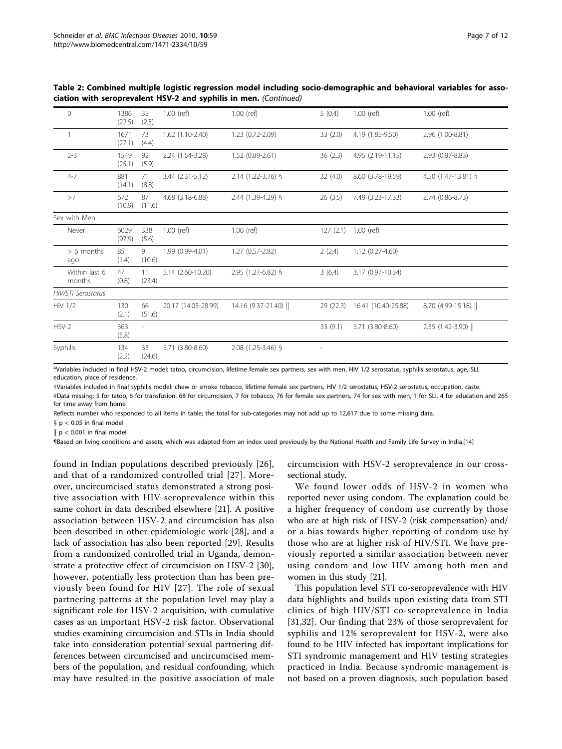**Table 2: Combined multiple logistic regression model including socio-demographic and behavioral variables for association with seroprevalent HSV-2 and syphilis in men.** *(Continued)*

| | | | | | | | |
|---|---|---|---|---|---|---|---|
| 0 | 1386 (22.5) | 35 (2.5) | 1.00 (ref) | 1.00 (ref) | 5 (0.4) | 1.00 (ref) | 1.00 (ref) |
| 1 | 1671 (27.1) | 73 (4.4) | 1.62 (1.10-2.40) | 1.23 (0.72-2.09) | 33 (2.0) | 4.19 (1.85-9.50) | 2.96 (1.00-8.81) |
| 2-3 | 1549 (25.1) | 92 (5.9) | 2.24 (1.54-3.28) | 1.52 (0.89-2.61) | 36 (2.3) | 4.95 (2.19-11.15) | 2.93 (0.97-8.83) |
| 4-7 | 881 (14.1) | 71 (8.8) | 3.44 (2.31-5.12) | 2.14 (1.22-3.76) § | 32 (4.0) | 8.60 (3.78-19.59) | 4.50 (1.47-13.81) § |
| >7 | 672 (10.9) | 87 (11.6) | 4.68 (3.18-6.88) | 2.44 (1.39-4.29) § | 26 (3.5) | 7.49 (3.23-17.33) | 2.74 (0.86-8.73) |
| Sex with Men | | | | | | | |
| Never | 6029 (97.9) | 338 (5.6) | 1.00 (ref) | 1.00 (ref) | 127 (2.1) | 1.00 (ref) | |
| > 6 months ago | 85 (1.4) | 9 (10.6) | 1.99 (0.99-4.01) | 1.27 (0.57-2.82) | 2 (2.4) | 1.12 (0.27-4.60) | |
| Within last 6 months | 47 (0.8) | 11 (23.4) | 5.14 (2.60-10.20) | 2.95 (1.27-6.82) § | 3 (6.4) | 3.17 (0.97-10.34) | |
| *HIV/STI Serostatus* | | | | | | | |
| HIV 1/2 | 130 (2.1) | 66 (51.6) | 20.17 (14.03-28.99) | 14.16 (9.37-21.40) ‖ | 29 (22.3) | 16.41 (10.40-25.88) | 8.70 (4.99-15.18) ‖ |
| HSV-2 | 363 (5.8) | - | | | 33 (9.1) | 5.71 (3.80-8.60) | 2.35 (1.42-3.90) ‖ |
| Syphilis | 134 (2.2) | 33 (24.6) | 5.71 (3.80-8.60) | 2.08 (1.25-3.46) § | - | | |

*Variables included in final HSV-2 model: tatoo, circumcision, lifetime female sex partners, sex with men, HIV 1/2 serostatus, syphilis serostatus, age, SLI, education, place of residence.

†Variables included in final syphilis model: chew or smoke tobacco, lifetime female sex partners, HIV 1/2 serostatus, HSV-2 serostatus, occupation, caste.

‡Data missing: 5 for tatoo, 6 for transfusion, 68 for circumcision, 7 for tobacco, 76 for female sex partners, 74 for sex with men, 1 for SLI, 4 for education and 265 for time away from home

Reflects number who responded to all items in table; the total for sub-categories may not add up to 12,617 due to some missing data.

§ $p < 0.05$ in final model

‖ $p < 0.001$ in final model

¶Based on living conditions and assets, which was adapted from an index used previously by the National Health and Family Life Survey in India.[14]

found in Indian populations described previously [26], and that of a randomized controlled trial [27]. Moreover, uncircumcised status demonstrated a strong positive association with HIV seroprevalence within this same cohort in data described elsewhere [21]. A positive association between HSV-2 and circumcision has also been described in other epidemiologic work [28], and a lack of association has also been reported [29]. Results from a randomized controlled trial in Uganda, demonstrate a protective effect of circumcision on HSV-2 [30], however, potentially less protection than has been previously been found for HIV [27]. The role of sexual partnering patterns at the population level may play a significant role for HSV-2 acquisition, with cumulative cases as an important HSV-2 risk factor. Observational studies examining circumcision and STIs in India should take into consideration potential sexual partnering differences between circumcised and uncircumcised members of the population, and residual confounding, which may have resulted in the positive association of male circumcision with HSV-2 seroprevalence in our cross-sectional study.

We found lower odds of HSV-2 in women who reported never using condom. The explanation could be a higher frequency of condom use currently by those who are at high risk of HSV-2 (risk compensation) and/or a bias towards higher reporting of condom use by those who are at higher risk of HIV/STI. We have previously reported a similar association between never using condom and low HIV among both men and women in this study [21].

This population level STI co-seroprevalence with HIV data highlights and builds upon existing data from STI clinics of high HIV/STI co-seroprevalence in India [31,32]. Our finding that 23% of those seroprevalent for syphilis and 12% seroprevalent for HSV-2, were also found to be HIV infected has important implications for STI syndromic management and HIV testing strategies practiced in India. Because syndromic management is not based on a proven diagnosis, such population based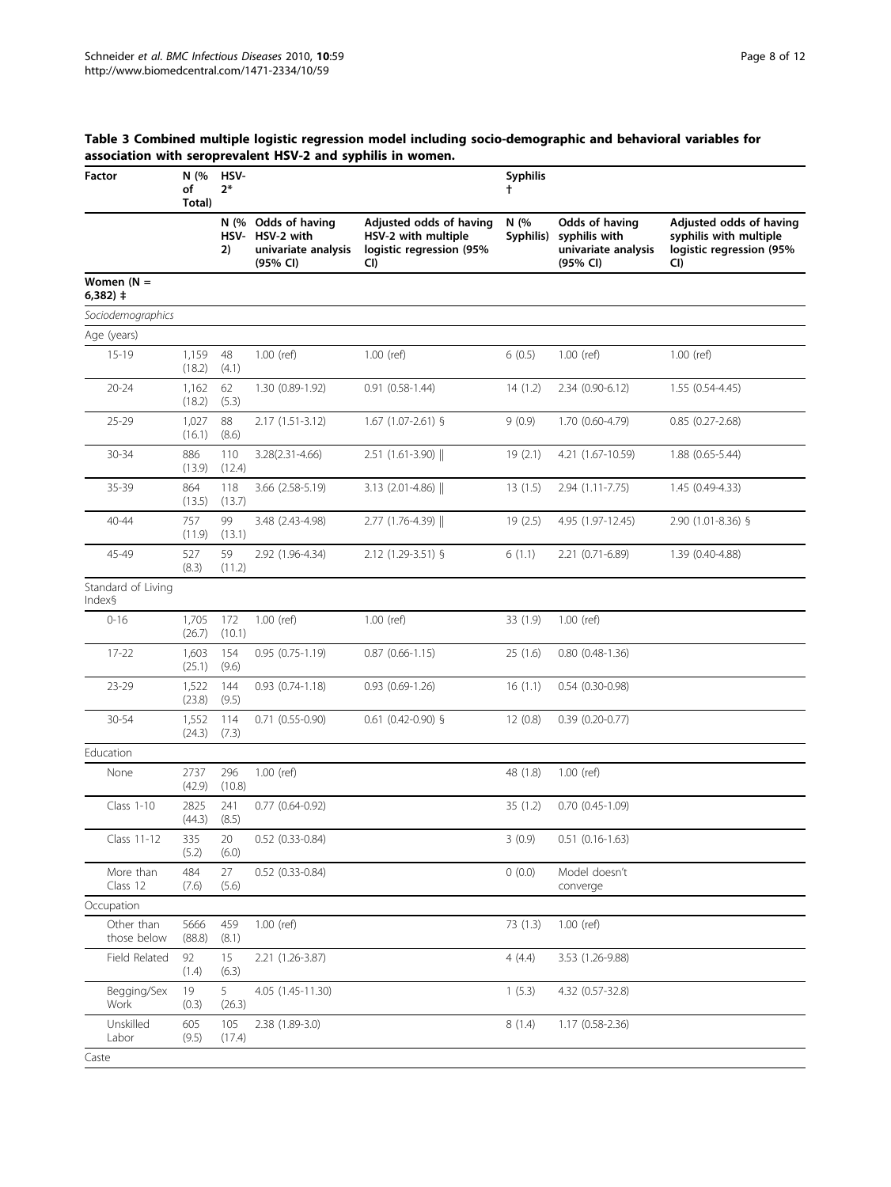**Table 3 Combined multiple logistic regression model including socio-demographic and behavioral variables for association with seroprevalent HSV-2 and syphilis in women.**

| Factor | N (% of Total) | HSV-2* | | | Syphilis † | | |
|---|---|---|---|---|---|---|---|
| | | N (% HSV-2) | Odds of having HSV-2 with univariate analysis (95% CI) | Adjusted odds of having HSV-2 with multiple logistic regression (95% CI) | N (% Syphilis) | Odds of having syphilis with univariate analysis (95% CI) | Adjusted odds of having syphilis with multiple logistic regression (95% CI) |
| **Women (N = 6,382) ‡** | | | | | | | |
| *Sociodemographics* | | | | | | | |
| Age (years) | | | | | | | |
| 15-19 | 1,159 (18.2) | 48 (4.1) | 1.00 (ref) | 1.00 (ref) | 6 (0.5) | 1.00 (ref) | 1.00 (ref) |
| 20-24 | 1,162 (18.2) | 62 (5.3) | 1.30 (0.89-1.92) | 0.91 (0.58-1.44) | 14 (1.2) | 2.34 (0.90-6.12) | 1.55 (0.54-4.45) |
| 25-29 | 1,027 (16.1) | 88 (8.6) | 2.17 (1.51-3.12) | 1.67 (1.07-2.61) § | 9 (0.9) | 1.70 (0.60-4.79) | 0.85 (0.27-2.68) |
| 30-34 | 886 (13.9) | 110 (12.4) | 3.28(2.31-4.66) | 2.51 (1.61-3.90) ‖ | 19 (2.1) | 4.21 (1.67-10.59) | 1.88 (0.65-5.44) |
| 35-39 | 864 (13.5) | 118 (13.7) | 3.66 (2.58-5.19) | 3.13 (2.01-4.86) ‖ | 13 (1.5) | 2.94 (1.11-7.75) | 1.45 (0.49-4.33) |
| 40-44 | 757 (11.9) | 99 (13.1) | 3.48 (2.43-4.98) | 2.77 (1.76-4.39) ‖ | 19 (2.5) | 4.95 (1.97-12.45) | 2.90 (1.01-8.36) § |
| 45-49 | 527 (8.3) | 59 (11.2) | 2.92 (1.96-4.34) | 2.12 (1.29-3.51) § | 6 (1.1) | 2.21 (0.71-6.89) | 1.39 (0.40-4.88) |
| Standard of Living Index§ | | | | | | | |
| 0-16 | 1,705 (26.7) | 172 (10.1) | 1.00 (ref) | 1.00 (ref) | 33 (1.9) | 1.00 (ref) | |
| 17-22 | 1,603 (25.1) | 154 (9.6) | 0.95 (0.75-1.19) | 0.87 (0.66-1.15) | 25 (1.6) | 0.80 (0.48-1.36) | |
| 23-29 | 1,522 (23.8) | 144 (9.5) | 0.93 (0.74-1.18) | 0.93 (0.69-1.26) | 16 (1.1) | 0.54 (0.30-0.98) | |
| 30-54 | 1,552 (24.3) | 114 (7.3) | 0.71 (0.55-0.90) | 0.61 (0.42-0.90) § | 12 (0.8) | 0.39 (0.20-0.77) | |
| Education | | | | | | | |
| None | 2737 (42.9) | 296 (10.8) | 1.00 (ref) | | 48 (1.8) | 1.00 (ref) | |
| Class 1-10 | 2825 (44.3) | 241 (8.5) | 0.77 (0.64-0.92) | | 35 (1.2) | 0.70 (0.45-1.09) | |
| Class 11-12 | 335 (5.2) | 20 (6.0) | 0.52 (0.33-0.84) | | 3 (0.9) | 0.51 (0.16-1.63) | |
| More than Class 12 | 484 (7.6) | 27 (5.6) | 0.52 (0.33-0.84) | | 0 (0.0) | Model doesn't converge | |
| Occupation | | | | | | | |
| Other than those below | 5666 (88.8) | 459 (8.1) | 1.00 (ref) | | 73 (1.3) | 1.00 (ref) | |
| Field Related | 92 (1.4) | 15 (6.3) | 2.21 (1.26-3.87) | | 4 (4.4) | 3.53 (1.26-9.88) | |
| Begging/Sex Work | 19 (0.3) | 5 (26.3) | 4.05 (1.45-11.30) | | 1 (5.3) | 4.32 (0.57-32.8) | |
| Unskilled Labor | 605 (9.5) | 105 (17.4) | 2.38 (1.89-3.0) | | 8 (1.4) | 1.17 (0.58-2.36) | |
| Caste | | | | | | | |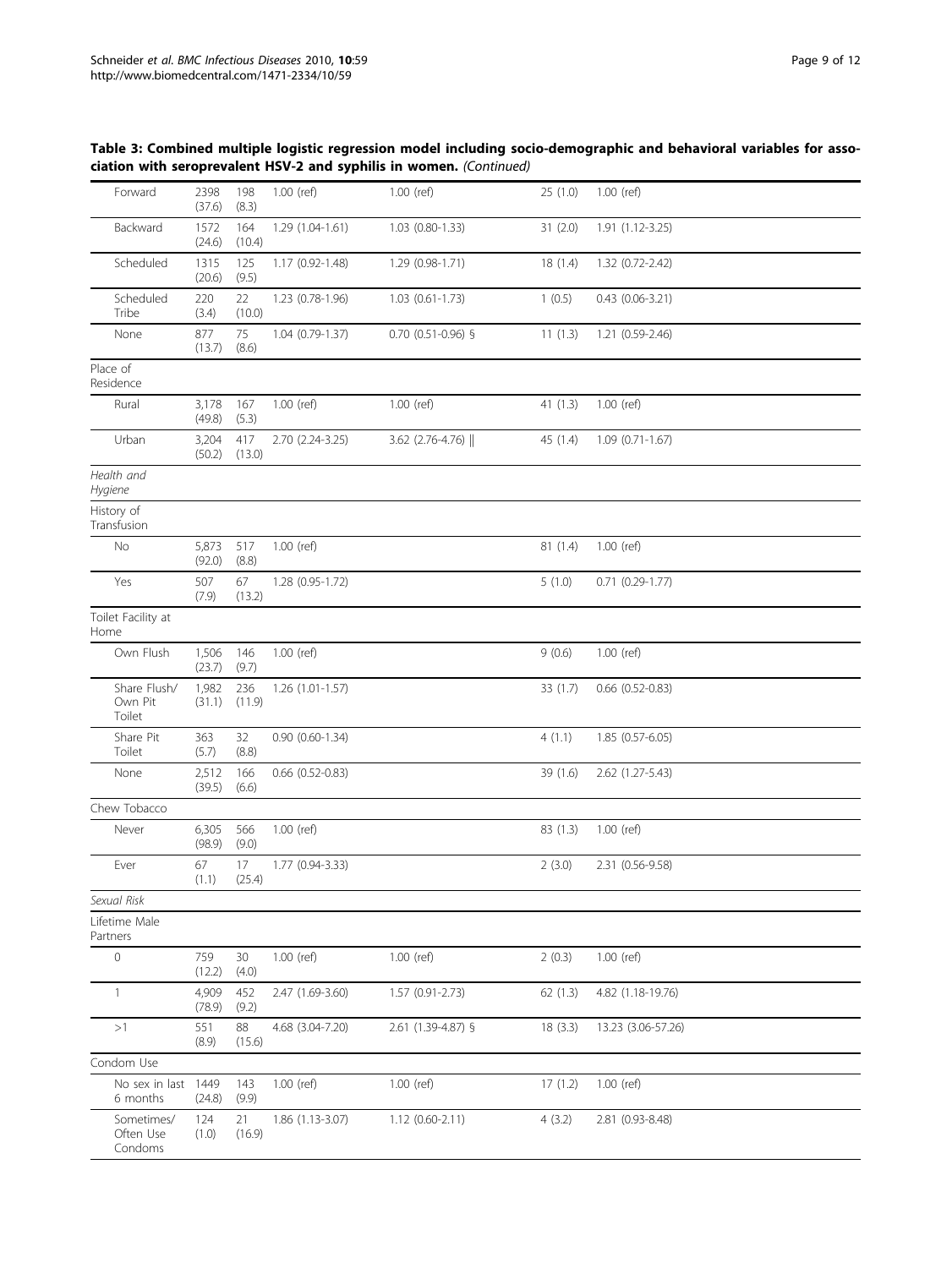**Table 3: Combined multiple logistic regression model including socio-demographic and behavioral variables for association with seroprevalent HSV-2 and syphilis in women.** *(Continued)*

| | | | | | | | |
|---|---|---|---|---|---|---|---|
| Forward | 2398 (37.6) | 198 (8.3) | 1.00 (ref) | 1.00 (ref) | 25 (1.0) | 1.00 (ref) | |
| Backward | 1572 (24.6) | 164 (10.4) | 1.29 (1.04-1.61) | 1.03 (0.80-1.33) | 31 (2.0) | 1.91 (1.12-3.25) | |
| Scheduled | 1315 (20.6) | 125 (9.5) | 1.17 (0.92-1.48) | 1.29 (0.98-1.71) | 18 (1.4) | 1.32 (0.72-2.42) | |
| Scheduled Tribe | 220 (3.4) | 22 (10.0) | 1.23 (0.78-1.96) | 1.03 (0.61-1.73) | 1 (0.5) | 0.43 (0.06-3.21) | |
| None | 877 (13.7) | 75 (8.6) | 1.04 (0.79-1.37) | 0.70 (0.51-0.96) § | 11 (1.3) | 1.21 (0.59-2.46) | |
| Place of Residence | | | | | | | |
| Rural | 3,178 (49.8) | 167 (5.3) | 1.00 (ref) | 1.00 (ref) | 41 (1.3) | 1.00 (ref) | |
| Urban | 3,204 (50.2) | 417 (13.0) | 2.70 (2.24-3.25) | 3.62 (2.76-4.76) ‖ | 45 (1.4) | 1.09 (0.71-1.67) | |
| *Health and Hygiene* | | | | | | | |
| History of Transfusion | | | | | | | |
| No | 5,873 (92.0) | 517 (8.8) | 1.00 (ref) | | 81 (1.4) | 1.00 (ref) | |
| Yes | 507 (7.9) | 67 (13.2) | 1.28 (0.95-1.72) | | 5 (1.0) | 0.71 (0.29-1.77) | |
| Toilet Facility at Home | | | | | | | |
| Own Flush | 1,506 (23.7) | 146 (9.7) | 1.00 (ref) | | 9 (0.6) | 1.00 (ref) | |
| Share Flush/ Own Pit Toilet | 1,982 (31.1) | 236 (11.9) | 1.26 (1.01-1.57) | | 33 (1.7) | 0.66 (0.52-0.83) | |
| Share Pit Toilet | 363 (5.7) | 32 (8.8) | 0.90 (0.60-1.34) | | 4 (1.1) | 1.85 (0.57-6.05) | |
| None | 2,512 (39.5) | 166 (6.6) | 0.66 (0.52-0.83) | | 39 (1.6) | 2.62 (1.27-5.43) | |
| Chew Tobacco | | | | | | | |
| Never | 6,305 (98.9) | 566 (9.0) | 1.00 (ref) | | 83 (1.3) | 1.00 (ref) | |
| Ever | 67 (1.1) | 17 (25.4) | 1.77 (0.94-3.33) | | 2 (3.0) | 2.31 (0.56-9.58) | |
| *Sexual Risk* | | | | | | | |
| Lifetime Male Partners | | | | | | | |
| 0 | 759 (12.2) | 30 (4.0) | 1.00 (ref) | 1.00 (ref) | 2 (0.3) | 1.00 (ref) | |
| 1 | 4,909 (78.9) | 452 (9.2) | 2.47 (1.69-3.60) | 1.57 (0.91-2.73) | 62 (1.3) | 4.82 (1.18-19.76) | |
| >1 | 551 (8.9) | 88 (15.6) | 4.68 (3.04-7.20) | 2.61 (1.39-4.87) § | 18 (3.3) | 13.23 (3.06-57.26) | |
| Condom Use | | | | | | | |
| No sex in last 6 months | 1449 (24.8) | 143 (9.9) | 1.00 (ref) | 1.00 (ref) | 17 (1.2) | 1.00 (ref) | |
| Sometimes/ Often Use Condoms | 124 (1.0) | 21 (16.9) | 1.86 (1.13-3.07) | 1.12 (0.60-2.11) | 4 (3.2) | 2.81 (0.93-8.48) | |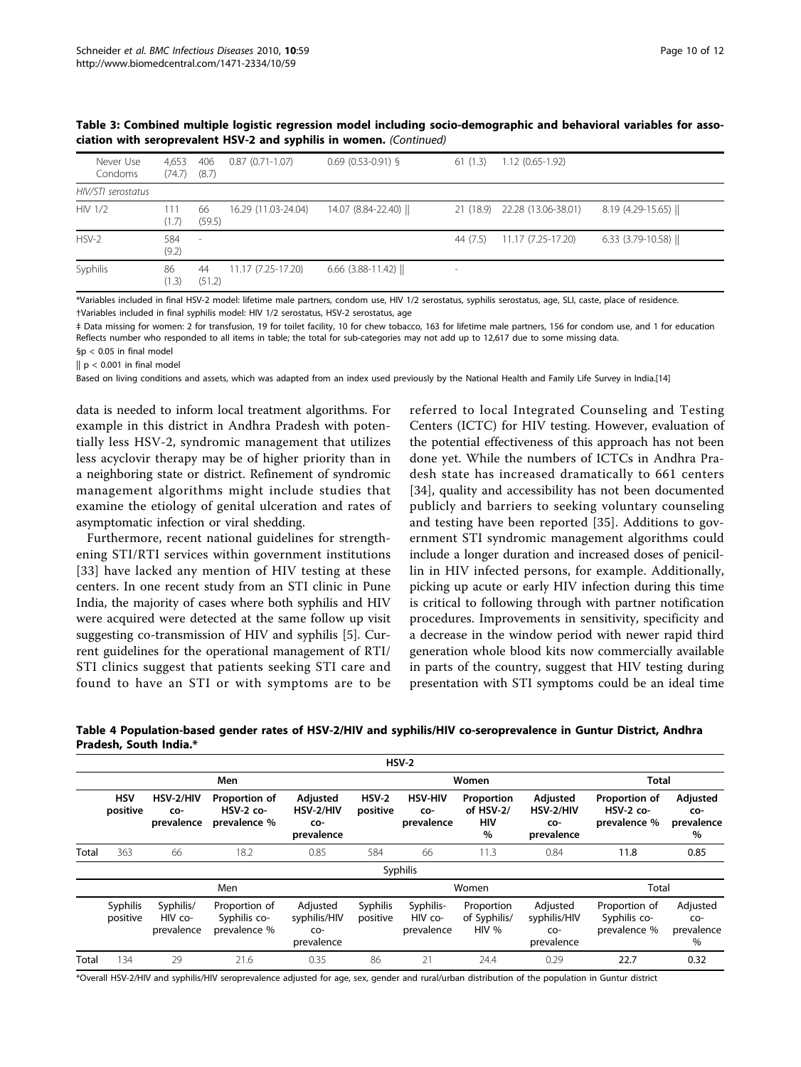**Table 3: Combined multiple logistic regression model including socio-demographic and behavioral variables for association with seroprevalent HSV-2 and syphilis in women.** *(Continued)*

| | | | | | | | |
|---|---|---|---|---|---|---|---|
| Never Use Condoms | 4,653 (74.7) | 406 (8.7) | 0.87 (0.71-1.07) | 0.69 (0.53-0.91) § | 61 (1.3) | 1.12 (0.65-1.92) | |
| *HIV/STI serostatus* | | | | | | | |
| HIV 1/2 | 111 (1.7) | 66 (59.5) | 16.29 (11.03-24.04) | 14.07 (8.84-22.40) ‖ | 21 (18.9) | 22.28 (13.06-38.01) | 8.19 (4.29-15.65) ‖ |
| HSV-2 | 584 (9.2) | - | | | 44 (7.5) | 11.17 (7.25-17.20) | 6.33 (3.79-10.58) ‖ |
| Syphilis | 86 (1.3) | 44 (51.2) | 11.17 (7.25-17.20) | 6.66 (3.88-11.42) ‖ | - | | |

*Variables included in final HSV-2 model: lifetime male partners, condom use, HIV 1/2 serostatus, syphilis serostatus, age, SLI, caste, place of residence.

†Variables included in final syphilis model: HIV 1/2 serostatus, HSV-2 serostatus, age

‡ Data missing for women: 2 for transfusion, 19 for toilet facility, 10 for chew tobacco, 163 for lifetime male partners, 156 for condom use, and 1 for education Reflects number who responded to all items in table; the total for sub-categories may not add up to 12,617 due to some missing data.

§p < 0.05 in final model

‖ p < 0.001 in final model

Based on living conditions and assets, which was adapted from an index used previously by the National Health and Family Life Survey in India.[14]

data is needed to inform local treatment algorithms. For example in this district in Andhra Pradesh with potentially less HSV-2, syndromic management that utilizes less acyclovir therapy may be of higher priority than in a neighboring state or district. Refinement of syndromic management algorithms might include studies that examine the etiology of genital ulceration and rates of asymptomatic infection or viral shedding.

Furthermore, recent national guidelines for strengthening STI/RTI services within government institutions [33] have lacked any mention of HIV testing at these centers. In one recent study from an STI clinic in Pune India, the majority of cases where both syphilis and HIV were acquired were detected at the same follow up visit suggesting co-transmission of HIV and syphilis [5]. Current guidelines for the operational management of RTI/STI clinics suggest that patients seeking STI care and found to have an STI or with symptoms are to be referred to local Integrated Counseling and Testing Centers (ICTC) for HIV testing. However, evaluation of the potential effectiveness of this approach has not been done yet. While the numbers of ICTCs in Andhra Pradesh state has increased dramatically to 661 centers [34], quality and accessibility has not been documented publicly and barriers to seeking voluntary counseling and testing have been reported [35]. Additions to government STI syndromic management algorithms could include a longer duration and increased doses of penicillin in HIV infected persons, for example. Additionally, picking up acute or early HIV infection during this time is critical to following through with partner notification procedures. Improvements in sensitivity, specificity and a decrease in the window period with newer rapid third generation whole blood kits now commercially available in parts of the country, suggest that HIV testing during presentation with STI symptoms could be an ideal time

**Table 4 Population-based gender rates of HSV-2/HIV and syphilis/HIV co-seroprevalence in Guntur District, Andhra Pradesh, South India.***

| | HSV-2 | | | | | | | | | |
|---|---|---|---|---|---|---|---|---|---|---|
| | Men | | | | Women | | | | Total | |
| | HSV positive | HSV-2/HIV co-prevalence | Proportion of HSV-2 co-prevalence % | Adjusted HSV-2/HIV co-prevalence | HSV-2 positive | HSV-HIV co-prevalence | Proportion of HSV-2/HIV % | Adjusted HSV-2/HIV co-prevalence | Proportion of HSV-2 co-prevalence % | Adjusted co-prevalence % |
| Total | 363 | 66 | 18.2 | 0.85 | 584 | 66 | 11.3 | 0.84 | **11.8** | **0.85** |
| | Syphilis | | | | | | | | | |
| | Men | | | | Women | | | | Total | |
| | Syphilis positive | Syphilis/HIV co-prevalence | Proportion of Syphilis co-prevalence % | Adjusted syphilis/HIV co-prevalence | Syphilis positive | Syphilis-HIV co-prevalence | Proportion of Syphilis/HIV % | Adjusted syphilis/HIV co-prevalence | Proportion of Syphilis co-prevalence % | Adjusted co-prevalence % |
| Total | 134 | 29 | 21.6 | 0.35 | 86 | 21 | 24.4 | 0.29 | **22.7** | **0.32** |

*Overall HSV-2/HIV and syphilis/HIV seroprevalence adjusted for age, sex, gender and rural/urban distribution of the population in Guntur district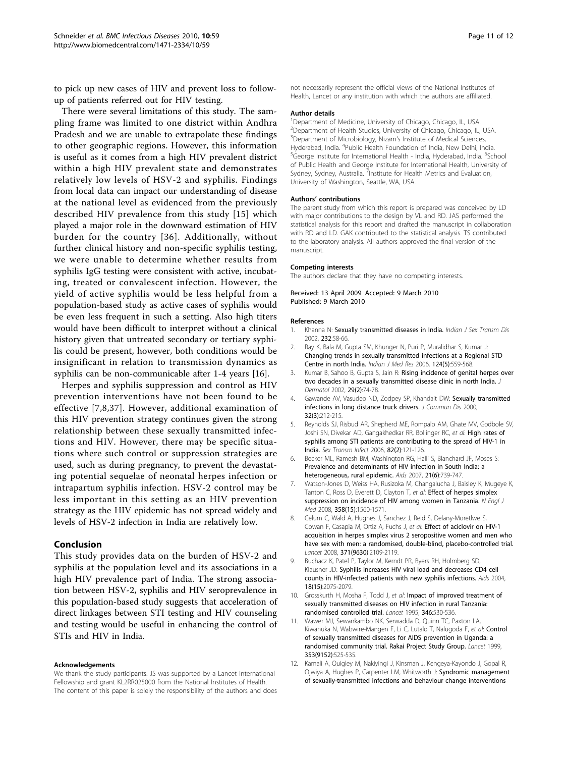to pick up new cases of HIV and prevent loss to follow-up of patients referred out for HIV testing.

There were several limitations of this study. The sampling frame was limited to one district within Andhra Pradesh and we are unable to extrapolate these findings to other geographic regions. However, this information is useful as it comes from a high HIV prevalent district within a high HIV prevalent state and demonstrates relatively low levels of HSV-2 and syphilis. Findings from local data can impact our understanding of disease at the national level as evidenced from the previously described HIV prevalence from this study [15] which played a major role in the downward estimation of HIV burden for the country [36]. Additionally, without further clinical history and non-specific syphilis testing, we were unable to determine whether results from syphilis IgG testing were consistent with active, incubating, treated or convalescent infection. However, the yield of active syphilis would be less helpful from a population-based study as active cases of syphilis would be even less frequent in such a setting. Also high titers would have been difficult to interpret without a clinical history given that untreated secondary or tertiary syphilis could be present, however, both conditions would be insignificant in relation to transmission dynamics as syphilis can be non-communicable after 1-4 years [16].

Herpes and syphilis suppression and control as HIV prevention interventions have not been found to be effective [7,8,37]. However, additional examination of this HIV prevention strategy continues given the strong relationship between these sexually transmitted infections and HIV. However, there may be specific situations where such control or suppression strategies are used, such as during pregnancy, to prevent the devastating potential sequelae of neonatal herpes infection or intrapartum syphilis infection. HSV-2 control may be less important in this setting as an HIV prevention strategy as the HIV epidemic has not spread widely and levels of HSV-2 infection in India are relatively low.

## Conclusion

This study provides data on the burden of HSV-2 and syphilis at the population level and its associations in a high HIV prevalence part of India. The strong association between HSV-2, syphilis and HIV seroprevalence in this population-based study suggests that acceleration of direct linkages between STI testing and HIV counseling and testing would be useful in enhancing the control of STIs and HIV in India.

#### Acknowledgements

We thank the study participants. JS was supported by a Lancet International Fellowship and grant KL2RR025000 from the National Institutes of Health. The content of this paper is solely the responsibility of the authors and does not necessarily represent the official views of the National Institutes of Health, Lancet or any institution with which the authors are affiliated.

#### Author details

[1]Department of Medicine, University of Chicago, Chicago, IL, USA. [2]Department of Health Studies, University of Chicago, Chicago, IL, USA. [3]Department of Microbiology, Nizam's Institute of Medical Sciences, Hyderabad, India. [4]Public Health Foundation of India, New Delhi, India. [5]George Institute for International Health - India, Hyderabad, India. [6]School of Public Health and George Institute for International Health, University of Sydney, Sydney, Australia. [7]Institute for Health Metrics and Evaluation, University of Washington, Seattle, WA, USA.

#### Authors' contributions

The parent study from which this report is prepared was conceived by LD with major contributions to the design by VL and RD. JAS performed the statistical analysis for this report and drafted the manuscript in collaboration with RD and LD. GAK contributed to the statistical analysis. TS contributed to the laboratory analysis. All authors approved the final version of the manuscript.

#### Competing interests

The authors declare that they have no competing interests.

Received: 13 April 2009 Accepted: 9 March 2010
Published: 9 March 2010

#### References

1. Khanna N: **Sexually transmitted diseases in India.** *Indian J Sex Transm Dis* 2002, **232**:58-66.
2. Ray K, Bala M, Gupta SM, Khunger N, Puri P, Muralidhar S, Kumar J: **Changing trends in sexually transmitted infections at a Regional STD Centre in north India.** *Indian J Med Res* 2006, **124(5)**:559-568.
3. Kumar B, Sahoo B, Gupta S, Jain R: **Rising incidence of genital herpes over two decades in a sexually transmitted disease clinic in north India.** *J Dermatol* 2002, **29(2)**:74-78.
4. Gawande AV, Vasudeo ND, Zodpey SP, Khandait DW: **Sexually transmitted infections in long distance truck drivers.** *J Commun Dis* 2000, **32(3)**:212-215.
5. Reynolds SJ, Risbud AR, Shepherd ME, Rompalo AM, Ghate MV, Godbole SV, Joshi SN, Divekar AD, Gangakhedkar RR, Bollinger RC, *et al*: **High rates of syphilis among STI patients are contributing to the spread of HIV-1 in India.** *Sex Transm Infect* 2006, **82(2)**:121-126.
6. Becker ML, Ramesh BM, Washington RG, Halli S, Blanchard JF, Moses S: **Prevalence and determinants of HIV infection in South India: a heterogeneous, rural epidemic.** *Aids* 2007, **21(6)**:739-747.
7. Watson-Jones D, Weiss HA, Rusizoka M, Changalucha J, Baisley K, Mugeye K, Tanton C, Ross D, Everett D, Clayton T, *et al*: **Effect of herpes simplex suppression on incidence of HIV among women in Tanzania.** *N Engl J Med* 2008, **358(15)**:1560-1571.
8. Celum C, Wald A, Hughes J, Sanchez J, Reid S, Delany-Moretlwe S, Cowan F, Casapia M, Ortiz A, Fuchs J, *et al*: **Effect of aciclovir on HIV-1 acquisition in herpes simplex virus 2 seropositive women and men who have sex with men: a randomised, double-blind, placebo-controlled trial.** *Lancet* 2008, **371(9630)**:2109-2119.
9. Buchacz K, Patel P, Taylor M, Kerndt PR, Byers RH, Holmberg SD, Klausner JD: **Syphilis increases HIV viral load and decreases CD4 cell counts in HIV-infected patients with new syphilis infections.** *Aids* 2004, **18(15)**:2075-2079.
10. Grosskurth H, Mosha F, Todd J, *et al*: **Impact of improved treatment of sexually transmitted diseases on HIV infection in rural Tanzania: randomised controlled trial.** *Lancet* 1995, **346**:530-536.
11. Wawer MJ, Sewankambo NK, Serwadda D, Quinn TC, Paxton LA, Kiwanuka N, Wabwire-Mangen F, Li C, Lutalo T, Nalugoda F, *et al*: **Control of sexually transmitted diseases for AIDS prevention in Uganda: a randomised community trial. Rakai Project Study Group.** *Lancet* 1999, **353(9152)**:525-535.
12. Kamali A, Quigley M, Nakiyingi J, Kinsman J, Kengeya-Kayondo J, Gopal R, Ojwiya A, Hughes P, Carpenter LM, Whitworth J: **Syndromic management of sexually-transmitted infections and behaviour change interventions**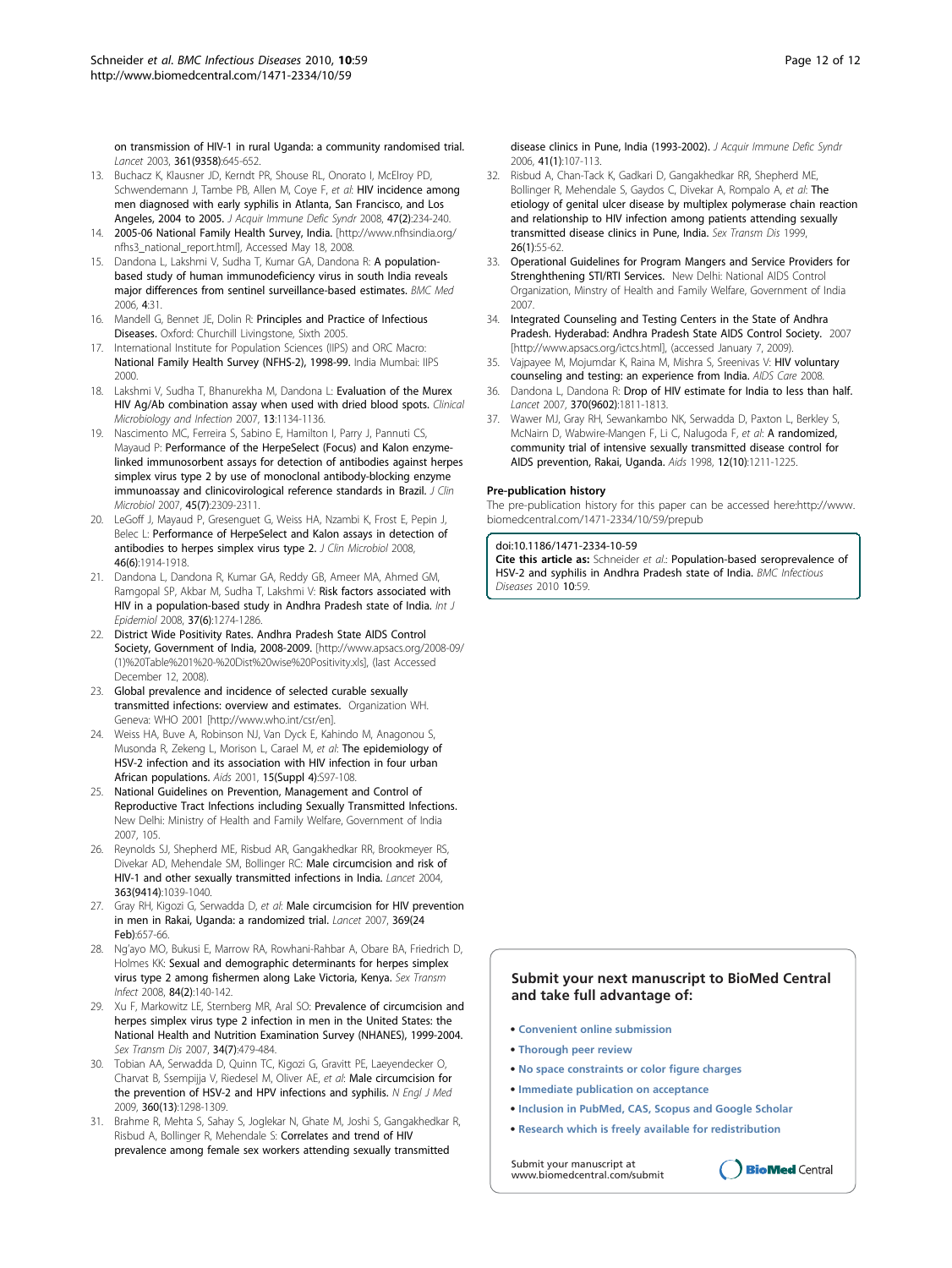on transmission of HIV-1 in rural Uganda: a community randomised trial. *Lancet* 2003, **361(9358)**:645-652.

13. Buchacz K, Klausner JD, Kerndt PR, Shouse RL, Onorato I, McElroy PD, Schwendemann J, Tambe PB, Allen M, Coye F, *et al*: **HIV incidence among men diagnosed with early syphilis in Atlanta, San Francisco, and Los Angeles, 2004 to 2005.** *J Acquir Immune Defic Syndr* 2008, **47(2)**:234-240.
14. **2005-06 National Family Health Survey, India.** [http://www.nfhsindia.org/nfhs3_national_report.html], Accessed May 18, 2008.
15. Dandona L, Lakshmi V, Sudha T, Kumar GA, Dandona R: **A population-based study of human immunodeficiency virus in south India reveals major differences from sentinel surveillance-based estimates.** *BMC Med* 2006, **4**:31.
16. Mandell G, Bennet JE, Dolin R: **Principles and Practice of Infectious Diseases.** Oxford: Churchill Livingstone, Sixth 2005.
17. International Institute for Population Sciences (IIPS) and ORC Macro: **National Family Health Survey (NFHS-2), 1998-99.** India Mumbai: IIPS 2000.
18. Lakshmi V, Sudha T, Bhanurekha M, Dandona L: **Evaluation of the Murex HIV Ag/Ab combination assay when used with dried blood spots.** *Clinical Microbiology and Infection* 2007, **13**:1134-1136.
19. Nascimento MC, Ferreira S, Sabino E, Hamilton I, Parry J, Pannuti CS, Mayaud P: **Performance of the HerpeSelect (Focus) and Kalon enzyme-linked immunosorbent assays for detection of antibodies against herpes simplex virus type 2 by use of monoclonal antibody-blocking enzyme immunoassay and clinicovirological reference standards in Brazil.** *J Clin Microbiol* 2007, **45(7)**:2309-2311.
20. LeGoff J, Mayaud P, Gresenguet G, Weiss HA, Nzambi K, Frost E, Pepin J, Belec L: **Performance of HerpeSelect and Kalon assays in detection of antibodies to herpes simplex virus type 2.** *J Clin Microbiol* 2008, **46(6)**:1914-1918.
21. Dandona L, Dandona R, Kumar GA, Reddy GB, Ameer MA, Ahmed GM, Ramgopal SP, Akbar M, Sudha T, Lakshmi V: **Risk factors associated with HIV in a population-based study in Andhra Pradesh state of India.** *Int J Epidemiol* 2008, **37(6)**:1274-1286.
22. **District Wide Positivity Rates. Andhra Pradesh State AIDS Control Society, Government of India, 2008-2009.** [http://www.apsacs.org/2008-09/(1)%20Table%201%20-%20Dist%20wise%20Positivity.xls], (last Accessed December 12, 2008).
23. **Global prevalence and incidence of selected curable sexually transmitted infections: overview and estimates.** Organization WH. Geneva: WHO 2001 [http://www.who.int/csr/en].
24. Weiss HA, Buve A, Robinson NJ, Van Dyck E, Kahindo M, Anagonou S, Musonda R, Zekeng L, Morison L, Carael M, *et al*: **The epidemiology of HSV-2 infection and its association with HIV infection in four urban African populations.** *Aids* 2001, **15(Suppl 4)**:S97-108.
25. **National Guidelines on Prevention, Management and Control of Reproductive Tract Infections including Sexually Transmitted Infections.** New Delhi: Ministry of Health and Family Welfare, Government of India 2007, 105.
26. Reynolds SJ, Shepherd ME, Risbud AR, Gangakhedkar RR, Brookmeyer RS, Divekar AD, Mehendale SM, Bollinger RC: **Male circumcision and risk of HIV-1 and other sexually transmitted infections in India.** *Lancet* 2004, **363(9414)**:1039-1040.
27. Gray RH, Kigozi G, Serwadda D, *et al*: **Male circumcision for HIV prevention in men in Rakai, Uganda: a randomized trial.** *Lancet* 2007, **369(24 Feb)**:657-66.
28. Ng'ayo MO, Bukusi E, Marrow RA, Rowhani-Rahbar A, Obare BA, Friedrich D, Holmes KK: **Sexual and demographic determinants for herpes simplex virus type 2 among fishermen along Lake Victoria, Kenya.** *Sex Transm Infect* 2008, **84(2)**:140-142.
29. Xu F, Markowitz LE, Sternberg MR, Aral SO: **Prevalence of circumcision and herpes simplex virus type 2 infection in men in the United States: the National Health and Nutrition Examination Survey (NHANES), 1999-2004.** *Sex Transm Dis* 2007, **34(7)**:479-484.
30. Tobian AA, Serwadda D, Quinn TC, Kigozi G, Gravitt PE, Laeyendecker O, Charvat B, Ssempijja V, Riedesel M, Oliver AE, *et al*: **Male circumcision for the prevention of HSV-2 and HPV infections and syphilis.** *N Engl J Med* 2009, **360(13)**:1298-1309.
31. Brahme R, Mehta S, Sahay S, Joglekar N, Ghate M, Joshi S, Gangakhedkar R, Risbud A, Bollinger R, Mehendale S: **Correlates and trend of HIV prevalence among female sex workers attending sexually transmitted disease clinics in Pune, India (1993-2002).** *J Acquir Immune Defic Syndr* 2006, **41(1)**:107-113.
32. Risbud A, Chan-Tack K, Gadkari D, Gangakhedkar RR, Shepherd ME, Bollinger R, Mehendale S, Gaydos C, Divekar A, Rompalo A, *et al*: **The etiology of genital ulcer disease by multiplex polymerase chain reaction and relationship to HIV infection among patients attending sexually transmitted disease clinics in Pune, India.** *Sex Transm Dis* 1999, **26(1)**:55-62.
33. **Operational Guidelines for Program Mangers and Service Providers for Strenghthening STI/RTI Services.** New Delhi: National AIDS Control Organization, Minstry of Health and Family Welfare, Government of India 2007.
34. **Integrated Counseling and Testing Centers in the State of Andhra Pradesh. Hyderabad: Andhra Pradesh State AIDS Control Society.** 2007 [http://www.apsacs.org/ictcs.html], (accessed January 7, 2009).
35. Vajpayee M, Mojumdar K, Raina M, Mishra S, Sreenivas V: **HIV voluntary counseling and testing: an experience from India.** *AIDS Care* 2008.
36. Dandona L, Dandona R: **Drop of HIV estimate for India to less than half.** *Lancet* 2007, **370(9602)**:1811-1813.
37. Wawer MJ, Gray RH, Sewankambo NK, Serwadda D, Paxton L, Berkley S, McNairn D, Wabwire-Mangen F, Li C, Nalugoda F, *et al*: **A randomized, community trial of intensive sexually transmitted disease control for AIDS prevention, Rakai, Uganda.** *Aids* 1998, **12(10)**:1211-1225.

### Pre-publication history

The pre-publication history for this paper can be accessed here:http://www.biomedcentral.com/1471-2334/10/59/prepub

doi:10.1186/1471-2334-10-59

**Cite this article as:** Schneider *et al.*: Population-based seroprevalence of HSV-2 and syphilis in Andhra Pradesh state of India. *BMC Infectious Diseases* 2010 **10**:59.

**Submit your next manuscript to BioMed Central and take full advantage of:**

- Convenient online submission
- Thorough peer review
- No space constraints or color figure charges
- Immediate publication on acceptance
- Inclusion in PubMed, CAS, Scopus and Google Scholar
- Research which is freely available for redistribution

Submit your manuscript at www.biomedcentral.com/submit

BioMed Central